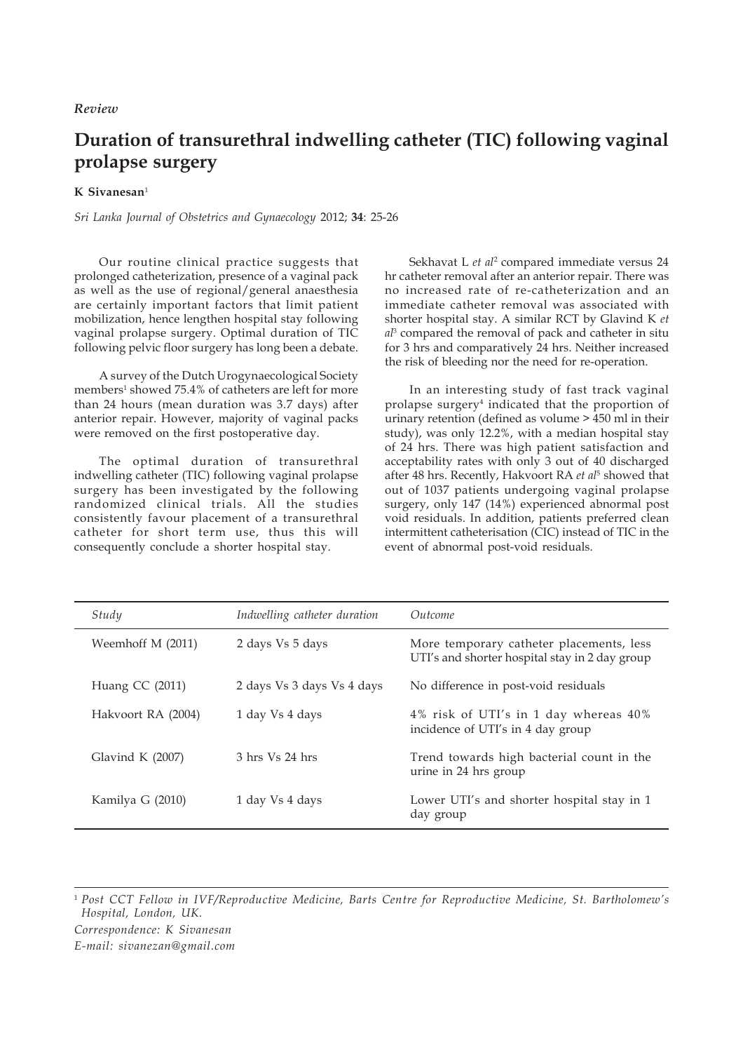*Review*

# Duration of transurethral indwelling catheter (TIC) following vaginal prolapse surgery

**K Sivanesan**[1]

*Sri Lanka Journal of Obstetrics and Gynaecology* 2012; **34**: 25-26

Our routine clinical practice suggests that prolonged catheterization, presence of a vaginal pack as well as the use of regional/general anaesthesia are certainly important factors that limit patient mobilization, hence lengthen hospital stay following vaginal prolapse surgery. Optimal duration of TIC following pelvic floor surgery has long been a debate.

A survey of the Dutch Urogynaecological Society members[1] showed 75.4% of catheters are left for more than 24 hours (mean duration was 3.7 days) after anterior repair. However, majority of vaginal packs were removed on the first postoperative day.

The optimal duration of transurethral indwelling catheter (TIC) following vaginal prolapse surgery has been investigated by the following randomized clinical trials. All the studies consistently favour placement of a transurethral catheter for short term use, thus this will consequently conclude a shorter hospital stay.

Sekhavat L *et al*[2] compared immediate versus 24 hr catheter removal after an anterior repair. There was no increased rate of re-catheterization and an immediate catheter removal was associated with shorter hospital stay. A similar RCT by Glavind K *et al*[3] compared the removal of pack and catheter in situ for 3 hrs and comparatively 24 hrs. Neither increased the risk of bleeding nor the need for re-operation.

In an interesting study of fast track vaginal prolapse surgery[4] indicated that the proportion of urinary retention (defined as volume > 450 ml in their study), was only 12.2%, with a median hospital stay of 24 hrs. There was high patient satisfaction and acceptability rates with only 3 out of 40 discharged after 48 hrs. Recently, Hakvoort RA *et al*[5] showed that out of 1037 patients undergoing vaginal prolapse surgery, only 147 (14%) experienced abnormal post void residuals. In addition, patients preferred clean intermittent catheterisation (CIC) instead of TIC in the event of abnormal post-void residuals.

| *Study* | *Indwelling catheter duration* | *Outcome* |
|---|---|---|
| Weemhoff M (2011) | 2 days Vs 5 days | More temporary catheter placements, less UTI's and shorter hospital stay in 2 day group |
| Huang CC (2011) | 2 days Vs 3 days Vs 4 days | No difference in post-void residuals |
| Hakvoort RA (2004) | 1 day Vs 4 days | 4% risk of UTI's in 1 day whereas 40% incidence of UTI's in 4 day group |
| Glavind K (2007) | 3 hrs Vs 24 hrs | Trend towards high bacterial count in the urine in 24 hrs group |
| Kamilya G (2010) | 1 day Vs 4 days | Lower UTI's and shorter hospital stay in 1 day group |

[1] *Post CCT Fellow in IVF/Reproductive Medicine, Barts Centre for Reproductive Medicine, St. Bartholomew's Hospital, London, UK.*

*Correspondence: K Sivanesan*

*E-mail: sivanezan@gmail.com*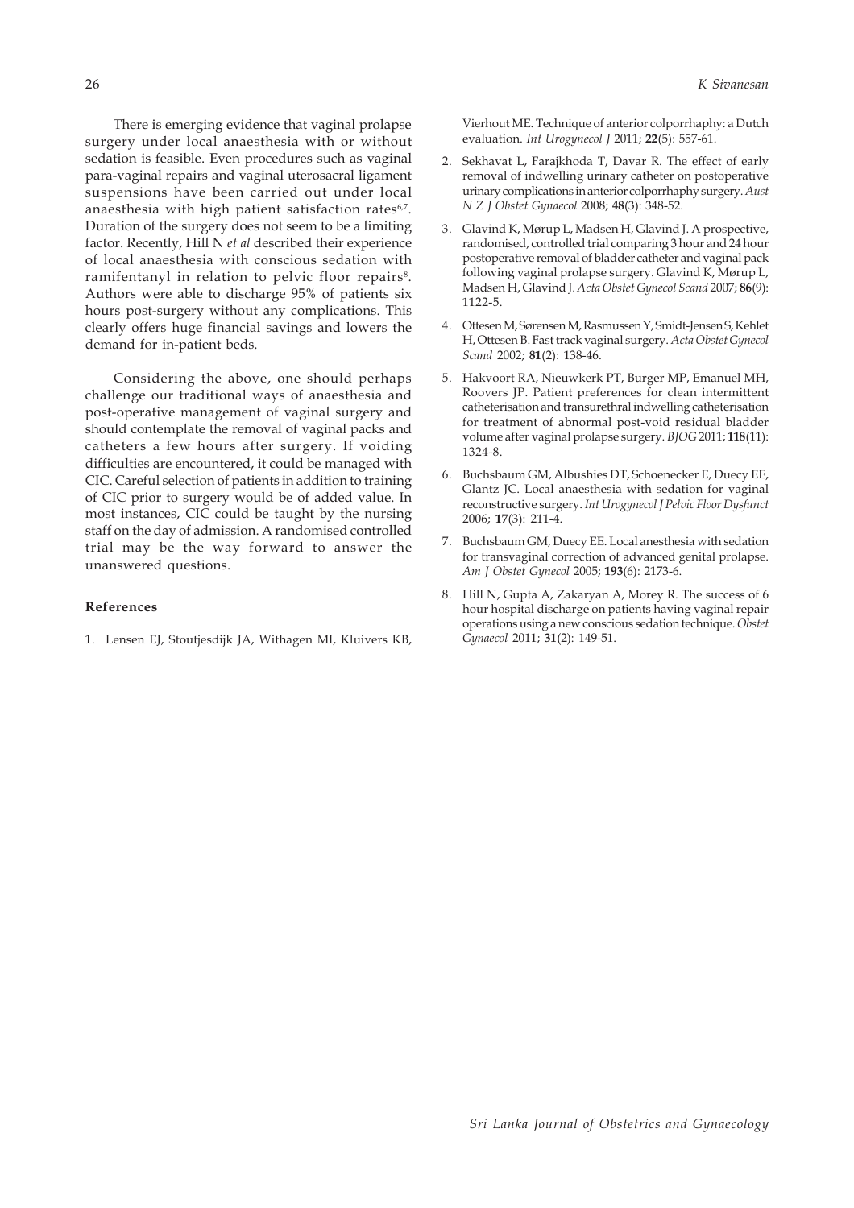There is emerging evidence that vaginal prolapse surgery under local anaesthesia with or without sedation is feasible. Even procedures such as vaginal para-vaginal repairs and vaginal uterosacral ligament suspensions have been carried out under local anaesthesia with high patient satisfaction rates[6,7]. Duration of the surgery does not seem to be a limiting factor. Recently, Hill N *et al* described their experience of local anaesthesia with conscious sedation with ramifentanyl in relation to pelvic floor repairs[8]. Authors were able to discharge 95% of patients six hours post-surgery without any complications. This clearly offers huge financial savings and lowers the demand for in-patient beds.

Considering the above, one should perhaps challenge our traditional ways of anaesthesia and post-operative management of vaginal surgery and should contemplate the removal of vaginal packs and catheters a few hours after surgery. If voiding difficulties are encountered, it could be managed with CIC. Careful selection of patients in addition to training of CIC prior to surgery would be of added value. In most instances, CIC could be taught by the nursing staff on the day of admission. A randomised controlled trial may be the way forward to answer the unanswered questions.

### References

1. Lensen EJ, Stoutjesdijk JA, Withagen MI, Kluivers KB, Vierhout ME. Technique of anterior colporrhaphy: a Dutch evaluation. *Int Urogynecol J* 2011; **22**(5): 557-61.
2. Sekhavat L, Farajkhoda T, Davar R. The effect of early removal of indwelling urinary catheter on postoperative urinary complications in anterior colporrhaphy surgery. *Aust N Z J Obstet Gynaecol* 2008; **48**(3): 348-52.
3. Glavind K, Mørup L, Madsen H, Glavind J. A prospective, randomised, controlled trial comparing 3 hour and 24 hour postoperative removal of bladder catheter and vaginal pack following vaginal prolapse surgery. Glavind K, Mørup L, Madsen H, Glavind J. *Acta Obstet Gynecol Scand* 2007; **86**(9): 1122-5.
4. Ottesen M, Sørensen M, Rasmussen Y, Smidt-Jensen S, Kehlet H, Ottesen B. Fast track vaginal surgery. *Acta Obstet Gynecol Scand* 2002; **81**(2): 138-46.
5. Hakvoort RA, Nieuwkerk PT, Burger MP, Emanuel MH, Roovers JP. Patient preferences for clean intermittent catheterisation and transurethral indwelling catheterisation for treatment of abnormal post-void residual bladder volume after vaginal prolapse surgery. *BJOG* 2011; **118**(11): 1324-8.
6. Buchsbaum GM, Albushies DT, Schoenecker E, Duecy EE, Glantz JC. Local anaesthesia with sedation for vaginal reconstructive surgery. *Int Urogynecol J Pelvic Floor Dysfunct* 2006; **17**(3): 211-4.
7. Buchsbaum GM, Duecy EE. Local anesthesia with sedation for transvaginal correction of advanced genital prolapse. *Am J Obstet Gynecol* 2005; **193**(6): 2173-6.
8. Hill N, Gupta A, Zakaryan A, Morey R. The success of 6 hour hospital discharge on patients having vaginal repair operations using a new conscious sedation technique. *Obstet Gynaecol* 2011; **31**(2): 149-51.